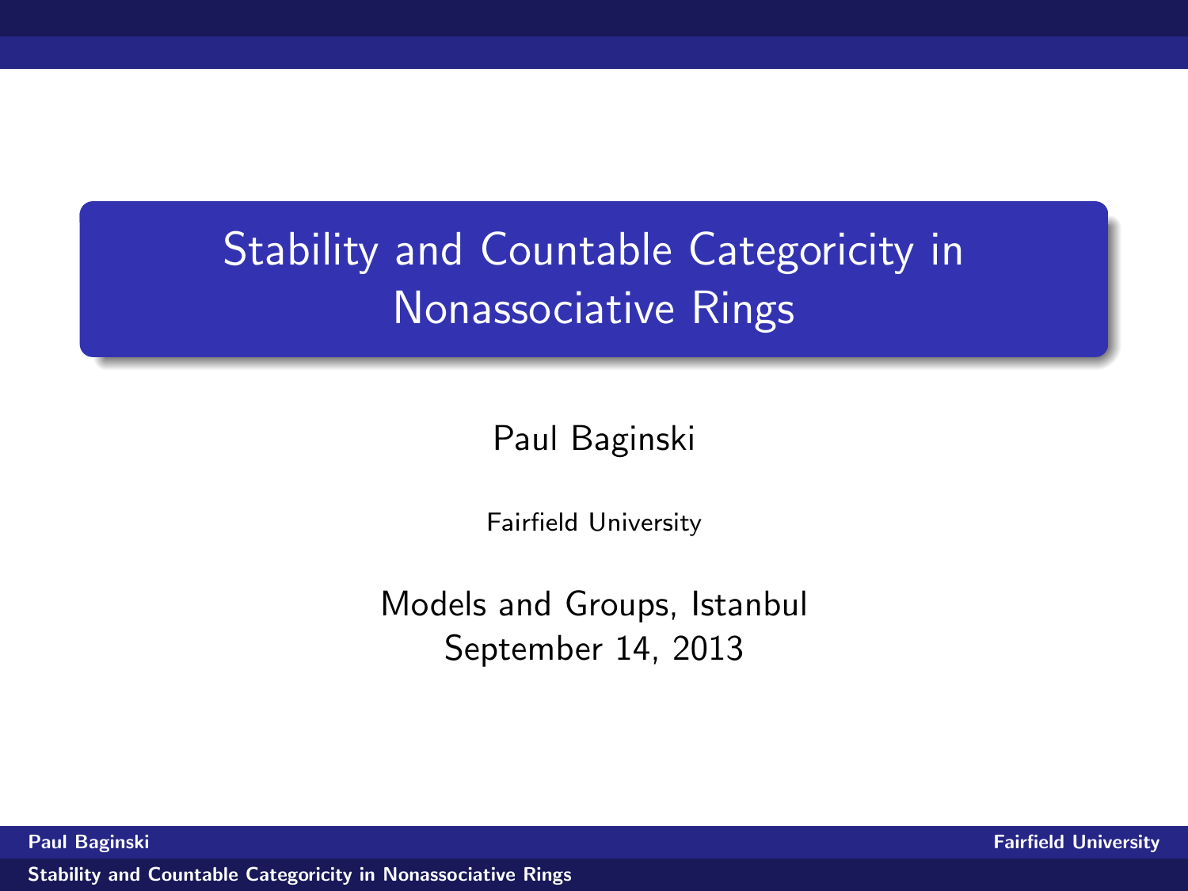# Stability and Countable Categoricity in Nonassociative Rings

Paul Baginski

Fairfield University

Models and Groups, Istanbul
September 14, 2013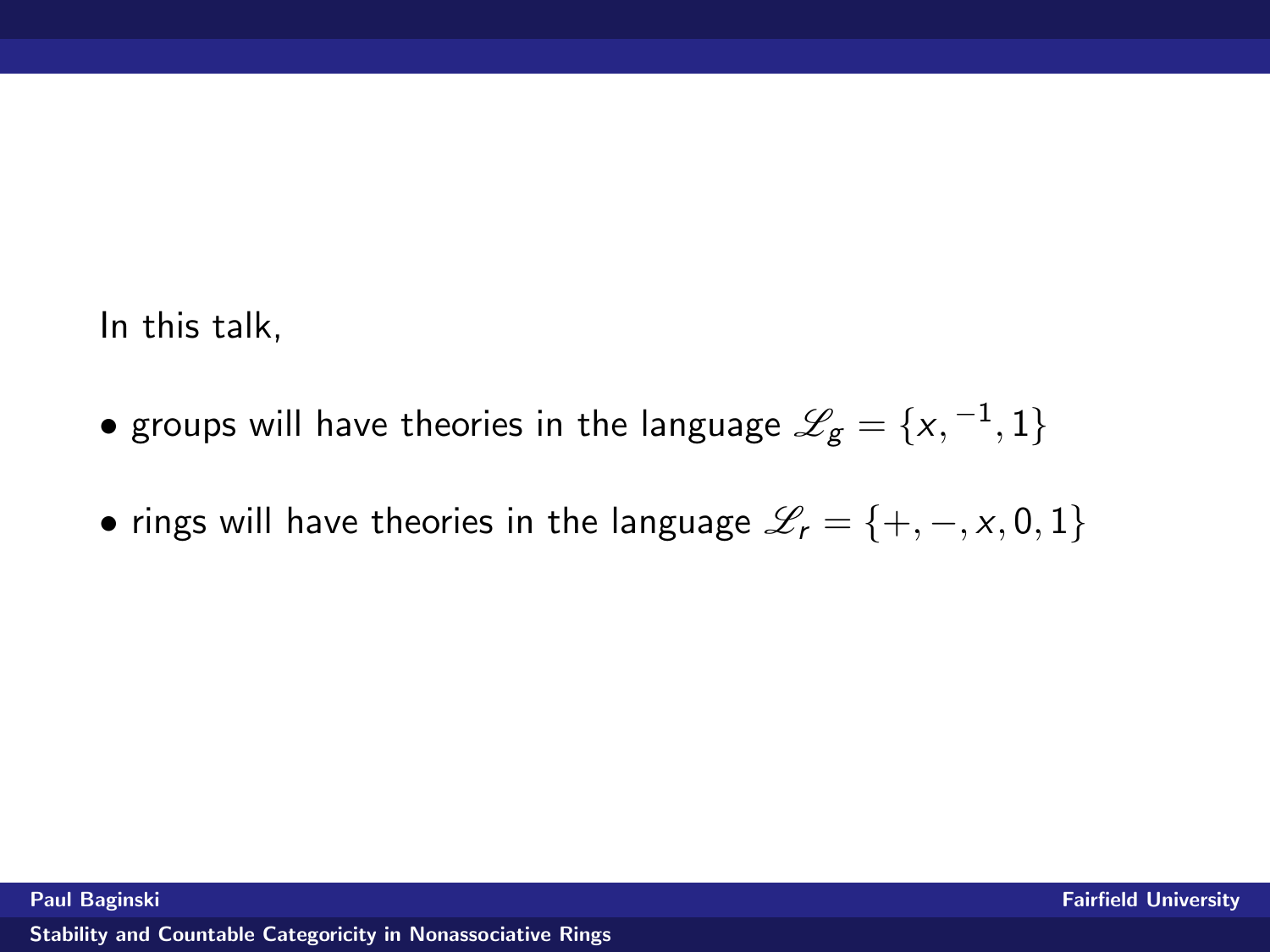In this talk,

- groups will have theories in the language $\mathscr{L}_g = \{x, ^{-1}, 1\}$
- rings will have theories in the language $\mathscr{L}_r = \{+, -, x, 0, 1\}$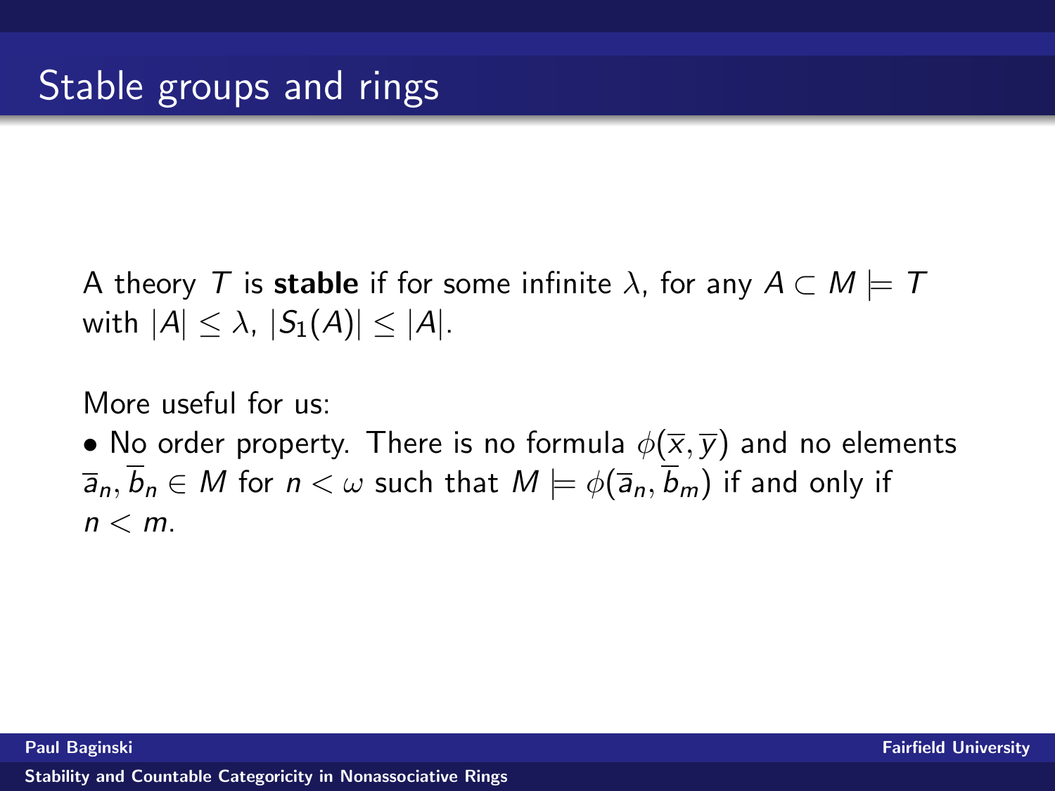# Stable groups and rings

A theory $T$ is **stable** if for some infinite $\lambda$, for any $A \subset M \models T$ with $|A| \leq \lambda$, $|S_1(A)| \leq |A|$.

More useful for us:

• No order property. There is no formula $\phi(\overline{x}, \overline{y})$ and no elements $\overline{a}_n, \overline{b}_n \in M$ for $n < \omega$ such that $M \models \phi(\overline{a}_n, \overline{b}_m)$ if and only if $n < m$.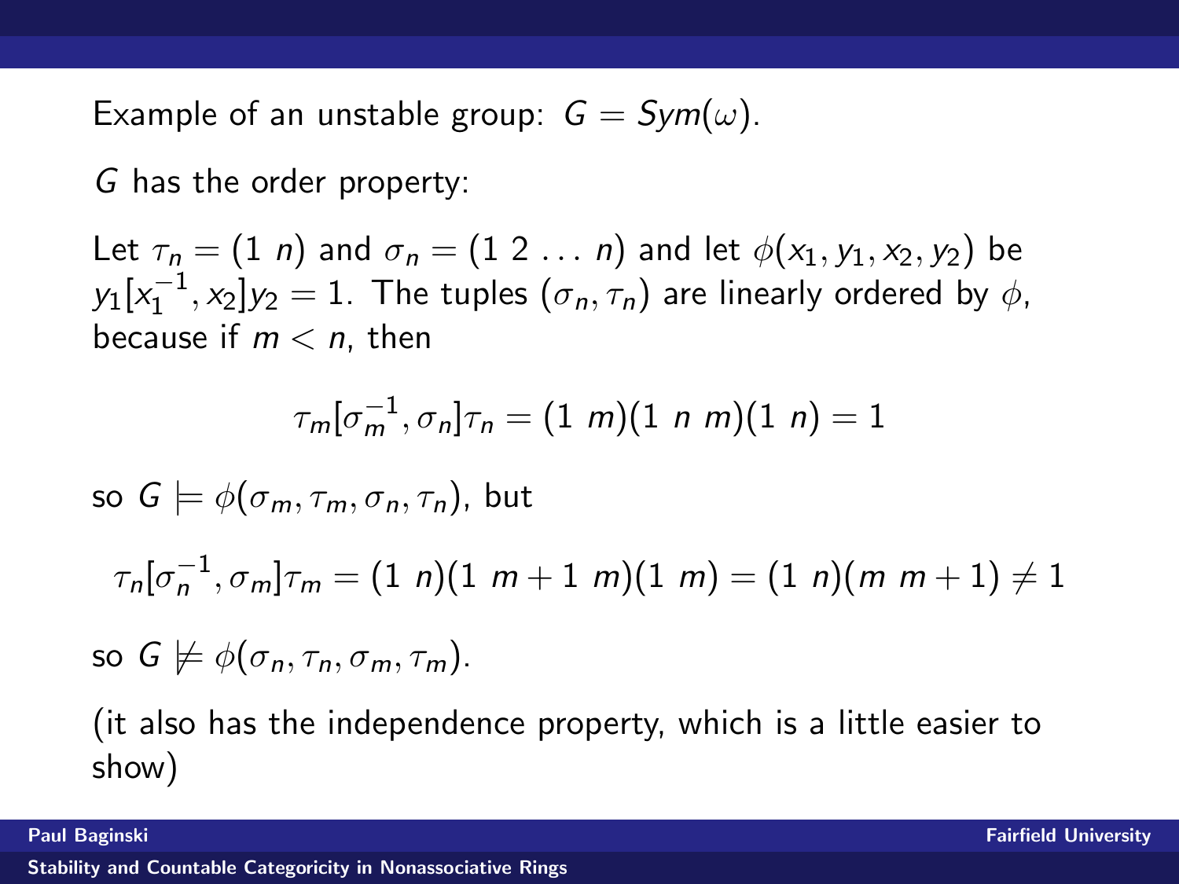Example of an unstable group: $G = Sym(\omega)$.

$G$ has the order property:

Let $\tau_n = (1\ n)$ and $\sigma_n = (1\ 2\ \ldots\ n)$ and let $\phi(x_1, y_1, x_2, y_2)$ be $y_1[x_1^{-1}, x_2]y_2 = 1$. The tuples $(\sigma_n, \tau_n)$ are linearly ordered by $\phi$, because if $m < n$, then

$$\tau_m[\sigma_m^{-1}, \sigma_n]\tau_n = (1\ m)(1\ n\ m)(1\ n) = 1$$

so $G \models \phi(\sigma_m, \tau_m, \sigma_n, \tau_n)$, but

$$\tau_n[\sigma_n^{-1}, \sigma_m]\tau_m = (1\ n)(1\ m+1\ m)(1\ m) = (1\ n)(m\ m+1) \neq 1$$

so $G \not\models \phi(\sigma_n, \tau_n, \sigma_m, \tau_m)$.

(it also has the independence property, which is a little easier to show)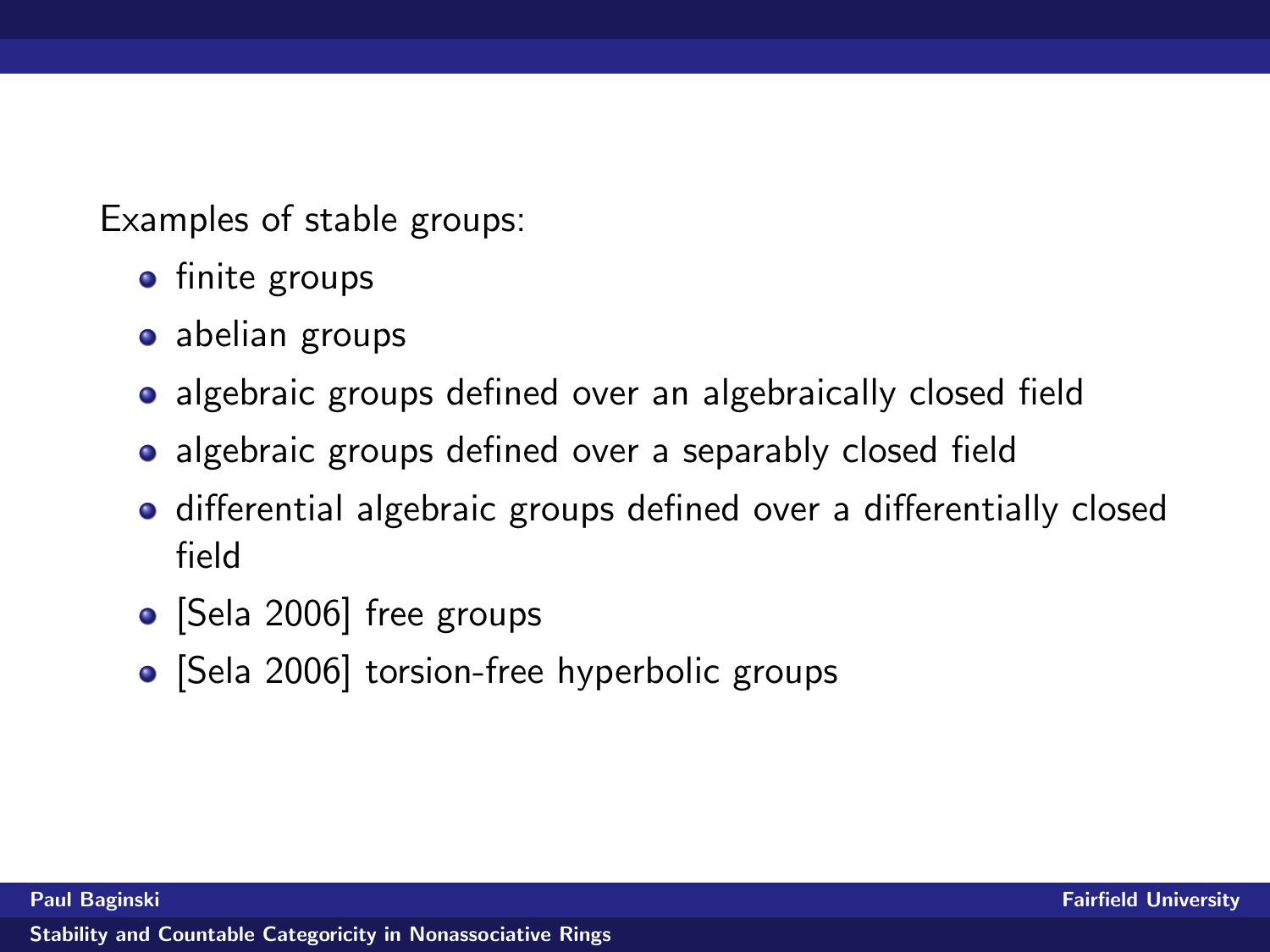Examples of stable groups:

- finite groups
- abelian groups
- algebraic groups defined over an algebraically closed field
- algebraic groups defined over a separably closed field
- differential algebraic groups defined over a differentially closed field
- [Sela 2006] free groups
- [Sela 2006] torsion-free hyperbolic groups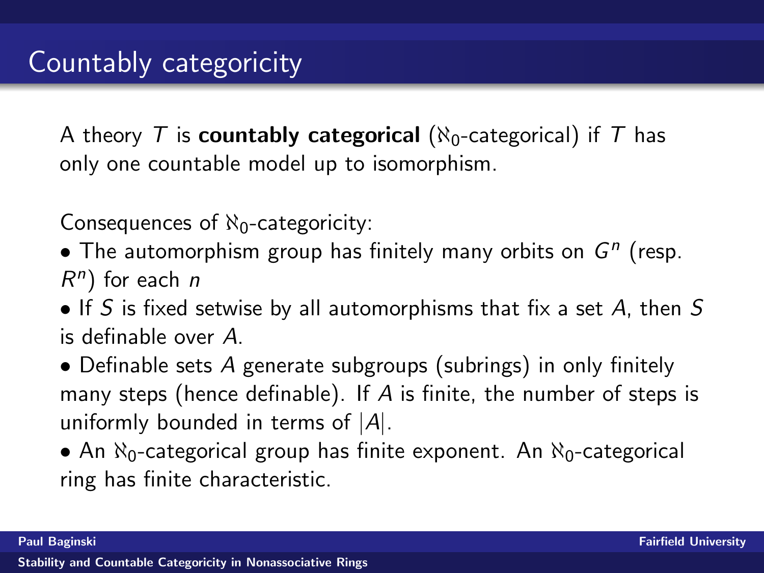# Countably categoricity

A theory $T$ is **countably categorical** ($\aleph_0$-categorical) if $T$ has only one countable model up to isomorphism.

Consequences of $\aleph_0$-categoricity:

- The automorphism group has finitely many orbits on $G^n$ (resp. $R^n$) for each $n$
- If $S$ is fixed setwise by all automorphisms that fix a set $A$, then $S$ is definable over $A$.
- Definable sets $A$ generate subgroups (subrings) in only finitely many steps (hence definable). If $A$ is finite, the number of steps is uniformly bounded in terms of $|A|$.
- An $\aleph_0$-categorical group has finite exponent. An $\aleph_0$-categorical ring has finite characteristic.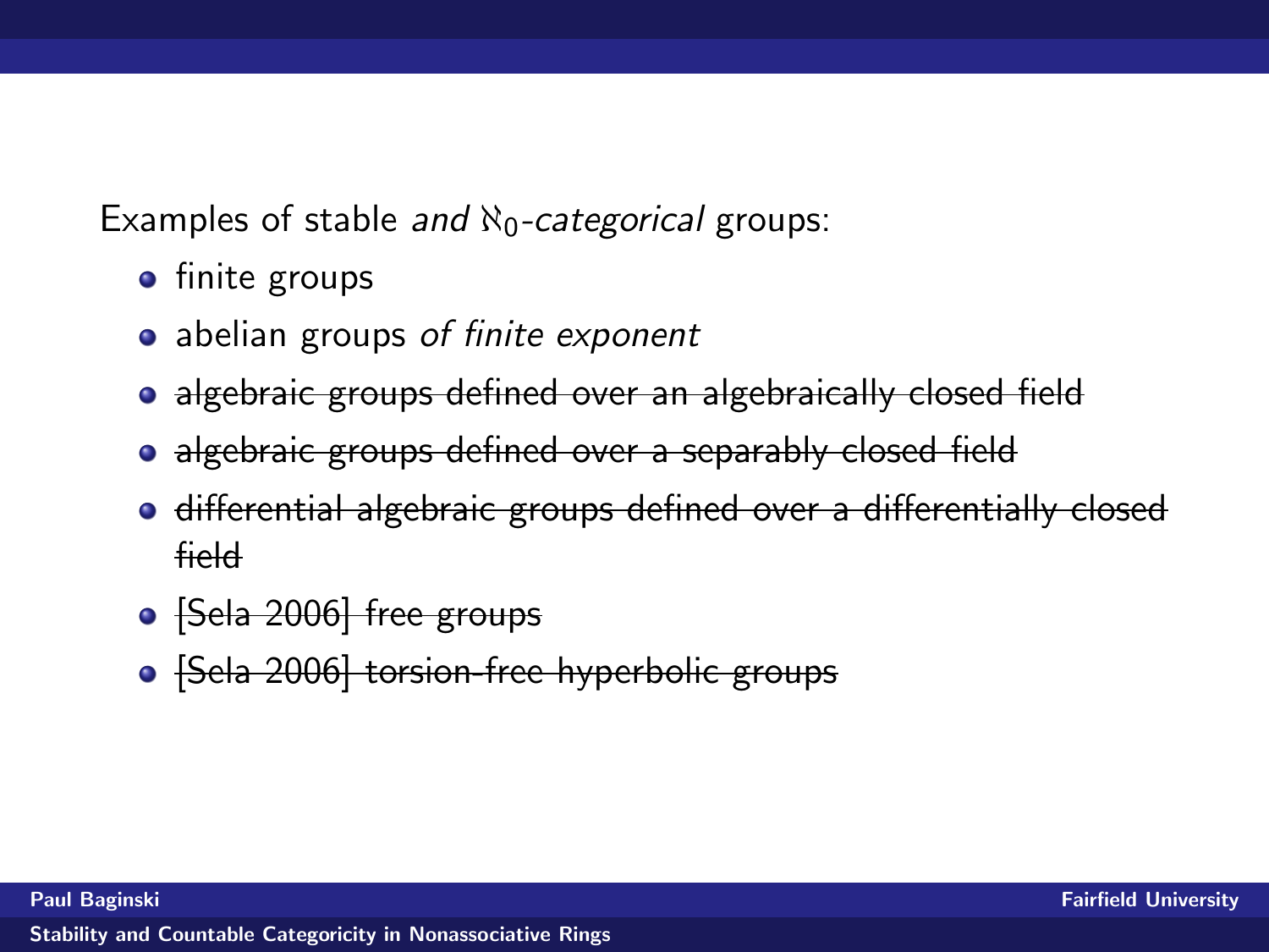Examples of stable *and* $\aleph_0$*-categorical* groups:

- finite groups
- abelian groups *of finite exponent*
- ~~algebraic groups defined over an algebraically closed field~~
- ~~algebraic groups defined over a separably closed field~~
- ~~differential algebraic groups defined over a differentially closed field~~
- ~~[Sela 2006] free groups~~
- ~~[Sela 2006] torsion-free hyperbolic groups~~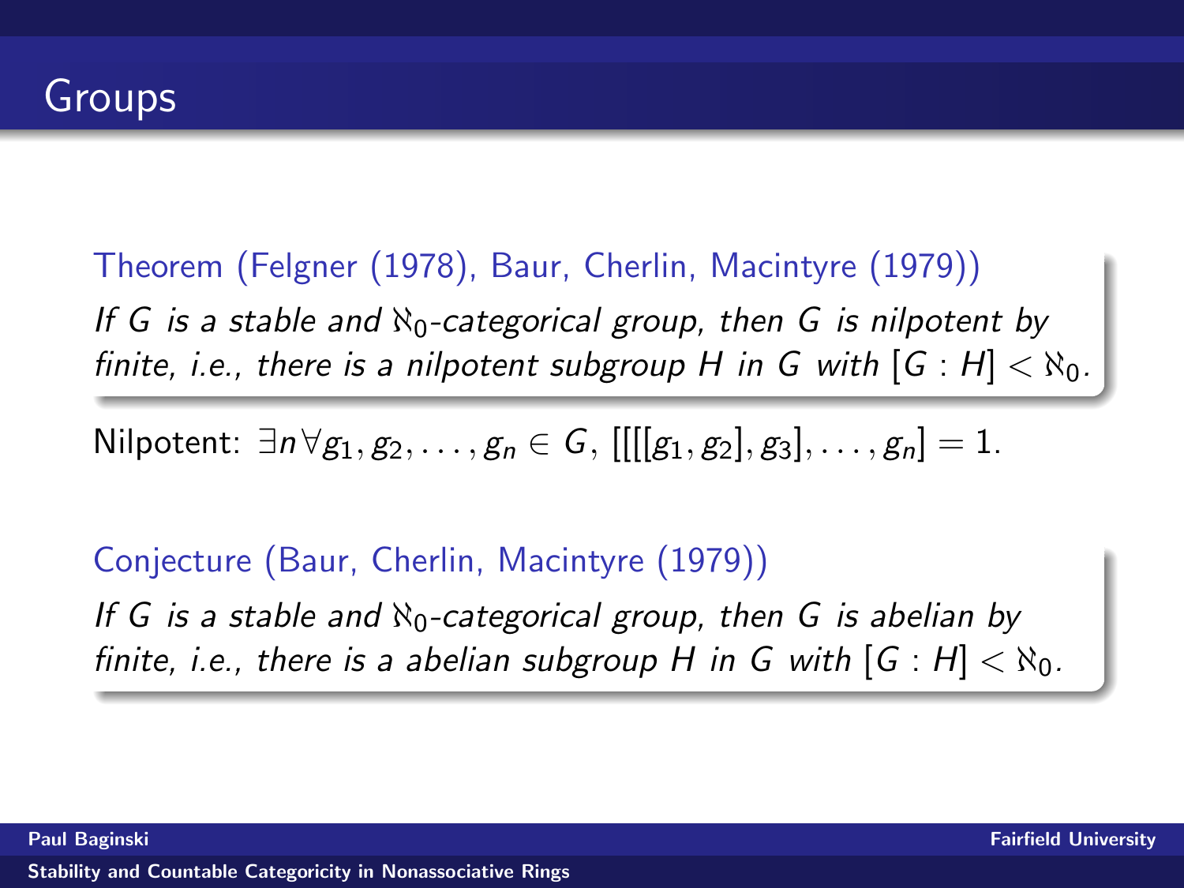# Groups

**Theorem (Felgner (1978), Baur, Cherlin, Macintyre (1979))**

*If $G$ is a stable and $\aleph_0$-categorical group, then $G$ is nilpotent by finite, i.e., there is a nilpotent subgroup $H$ in $G$ with $[G : H] < \aleph_0$.*

Nilpotent: $\exists n \forall g_1, g_2, \ldots, g_n \in G$, $[[[[g_1, g_2], g_3], \ldots, g_n] = 1$.

**Conjecture (Baur, Cherlin, Macintyre (1979))**

*If $G$ is a stable and $\aleph_0$-categorical group, then $G$ is abelian by finite, i.e., there is a abelian subgroup $H$ in $G$ with $[G : H] < \aleph_0$.*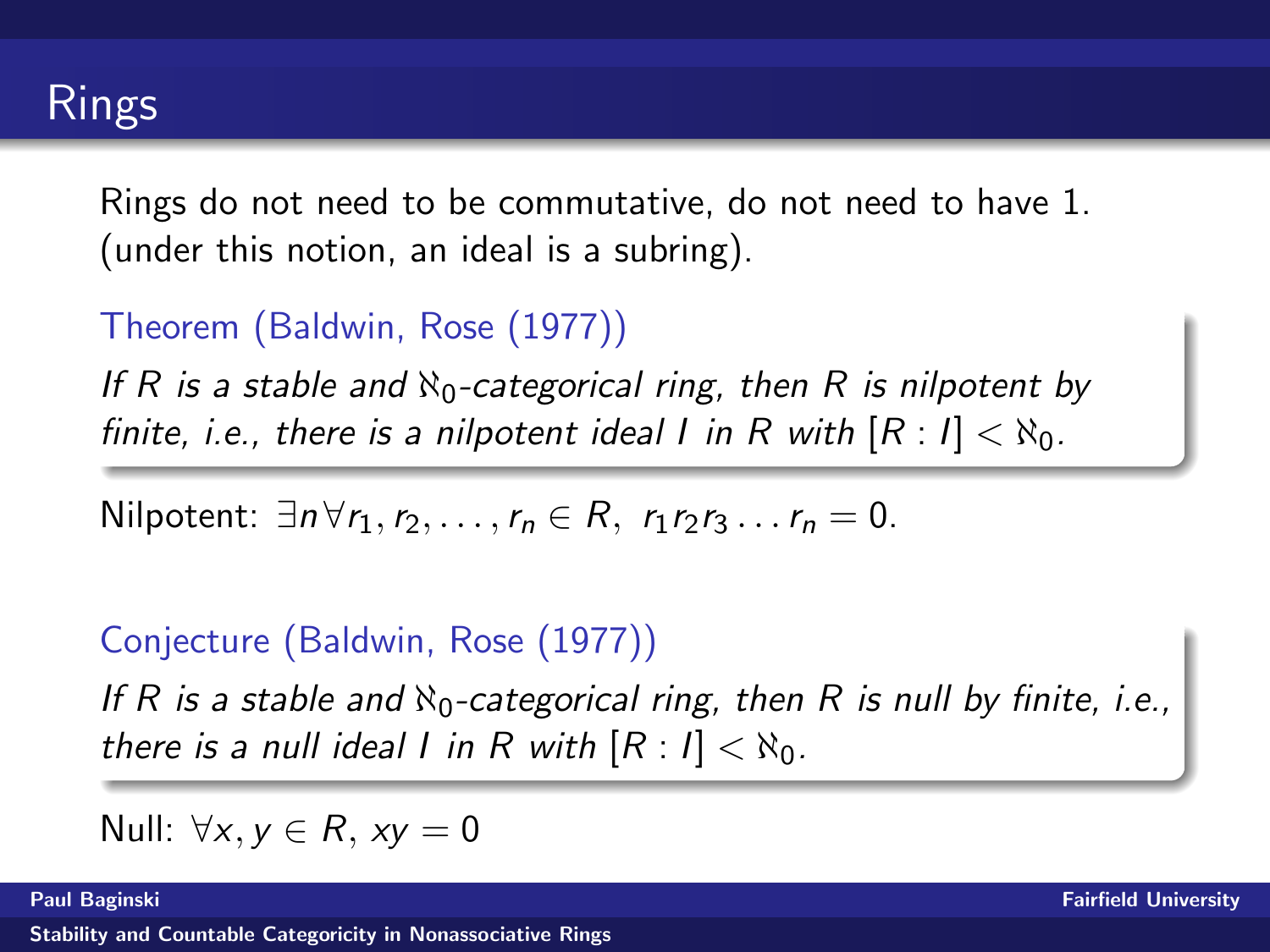# Rings

Rings do not need to be commutative, do not need to have 1. (under this notion, an ideal is a subring).

**Theorem (Baldwin, Rose (1977))**

*If $R$ is a stable and $\aleph_0$-categorical ring, then $R$ is nilpotent by finite, i.e., there is a nilpotent ideal $I$ in $R$ with $[R : I] < \aleph_0$.*

Nilpotent: $\exists n \forall r_1, r_2, \ldots, r_n \in R,\ r_1 r_2 r_3 \ldots r_n = 0$.

**Conjecture (Baldwin, Rose (1977))**

*If $R$ is a stable and $\aleph_0$-categorical ring, then $R$ is null by finite, i.e., there is a null ideal $I$ in $R$ with $[R : I] < \aleph_0$.*

Null: $\forall x, y \in R$, $xy = 0$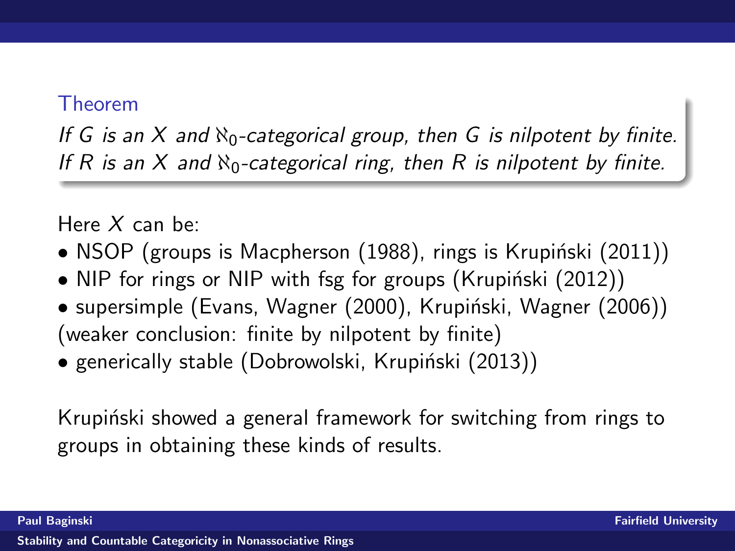**Theorem**

*If $G$ is an $X$ and $\aleph_0$-categorical group, then $G$ is nilpotent by finite.*
*If $R$ is an $X$ and $\aleph_0$-categorical ring, then $R$ is nilpotent by finite.*

Here $X$ can be:

- NSOP (groups is Macpherson (1988), rings is Krupiński (2011))
- NIP for rings or NIP with fsg for groups (Krupiński (2012))
- supersimple (Evans, Wagner (2000), Krupiński, Wagner (2006)) (weaker conclusion: finite by nilpotent by finite)
- generically stable (Dobrowolski, Krupiński (2013))

Krupiński showed a general framework for switching from rings to groups in obtaining these kinds of results.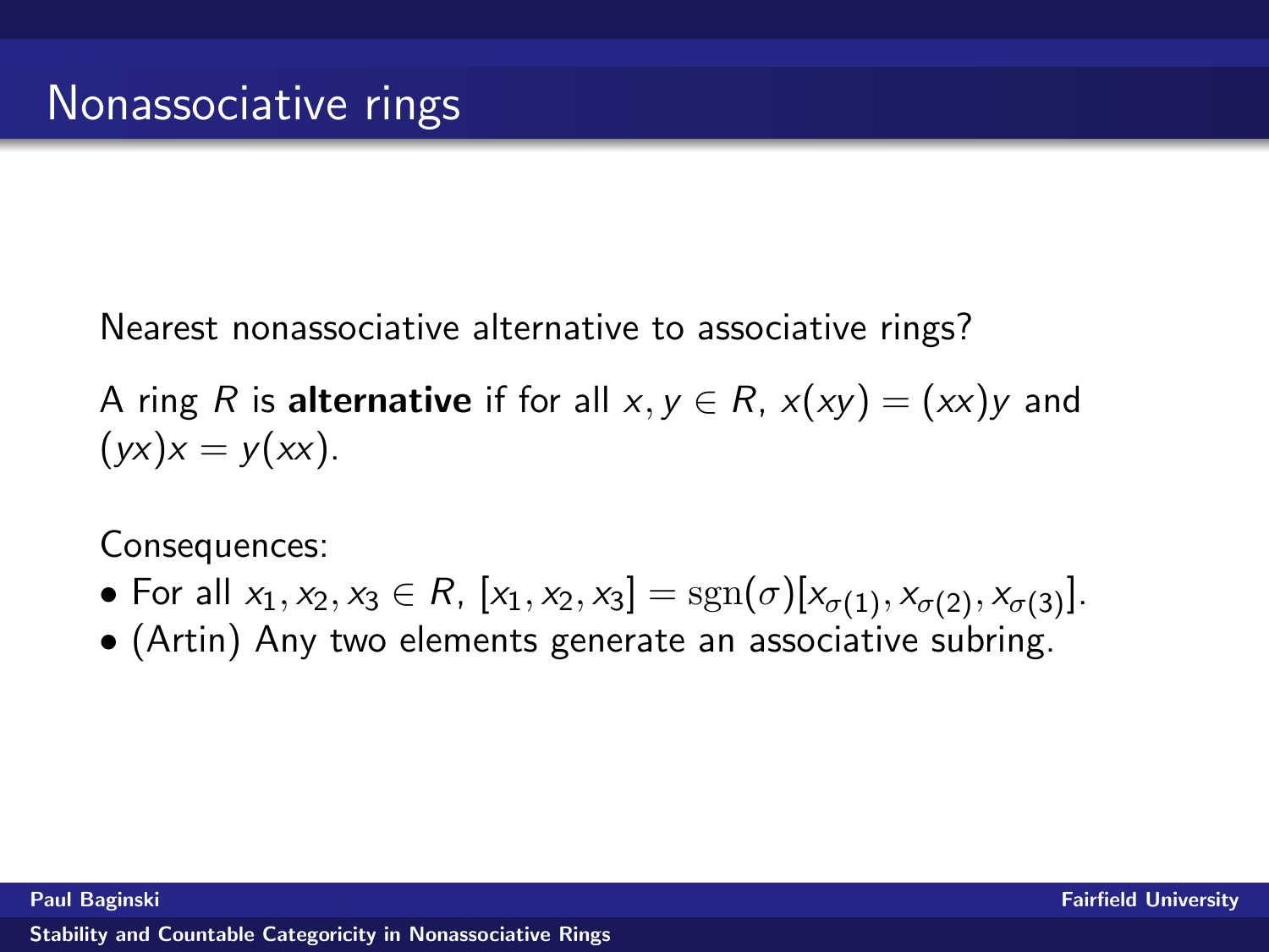# Nonassociative rings

Nearest nonassociative alternative to associative rings?

A ring $R$ is **alternative** if for all $x, y \in R$, $x(xy) = (xx)y$ and $(yx)x = y(xx)$.

Consequences:

- For all $x_1, x_2, x_3 \in R$, $[x_1, x_2, x_3] = \mathrm{sgn}(\sigma)[x_{\sigma(1)}, x_{\sigma(2)}, x_{\sigma(3)}]$.
- (Artin) Any two elements generate an associative subring.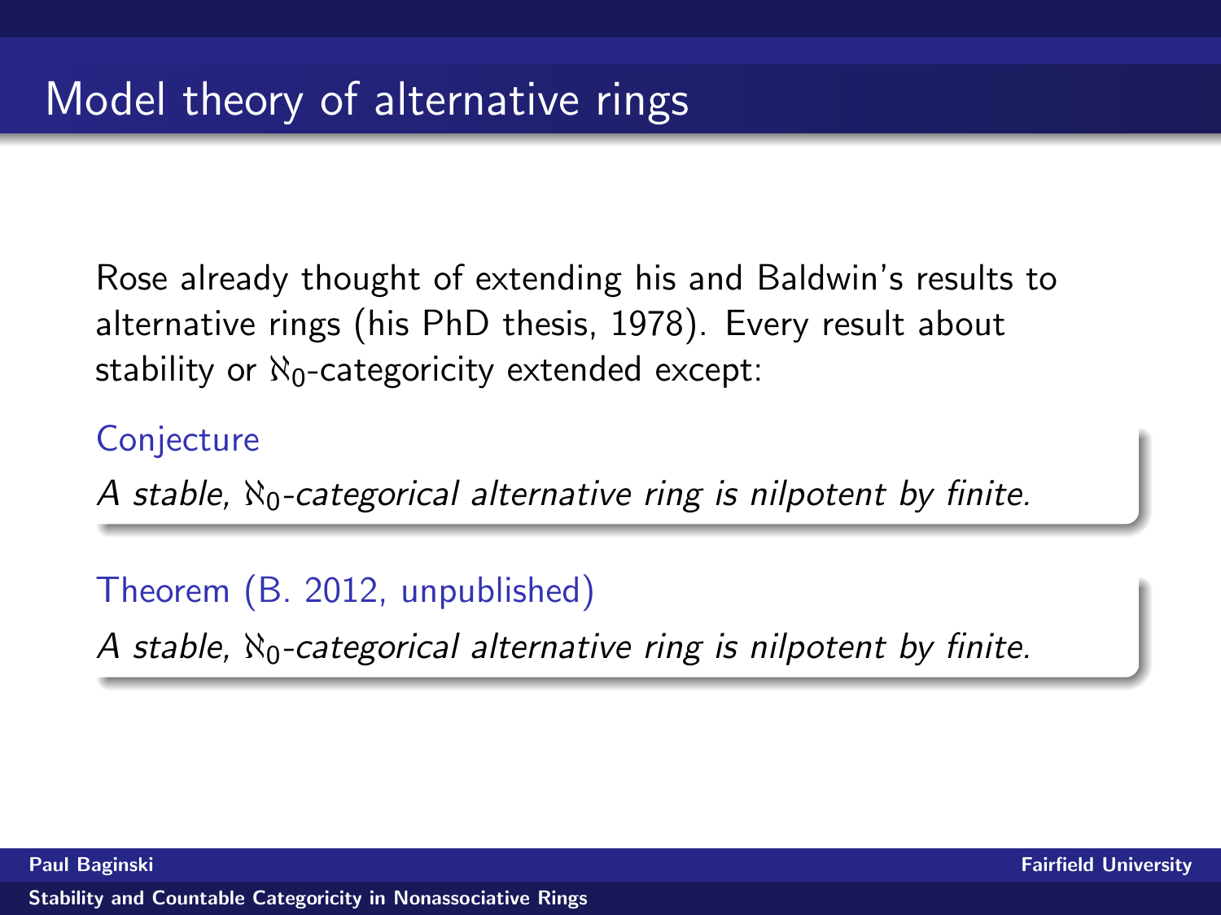# Model theory of alternative rings

Rose already thought of extending his and Baldwin's results to alternative rings (his PhD thesis, 1978). Every result about stability or $\aleph_0$-categoricity extended except:

**Conjecture**

*A stable, $\aleph_0$-categorical alternative ring is nilpotent by finite.*

**Theorem (B. 2012, unpublished)**

*A stable, $\aleph_0$-categorical alternative ring is nilpotent by finite.*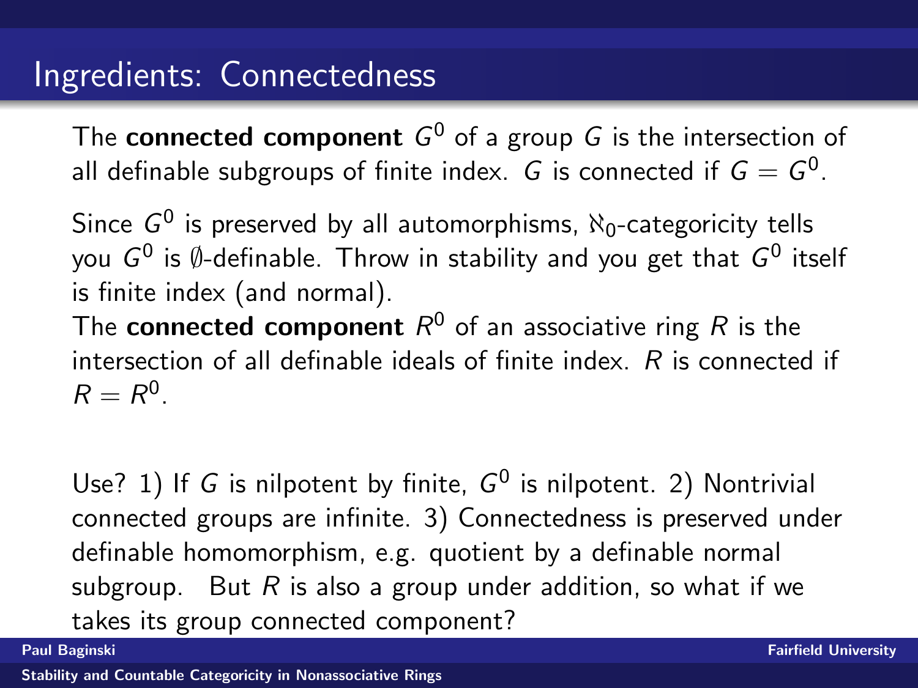# Ingredients: Connectedness

The **connected component** $G^0$ of a group $G$ is the intersection of all definable subgroups of finite index. $G$ is connected if $G = G^0$.

Since $G^0$ is preserved by all automorphisms, $\aleph_0$-categoricity tells you $G^0$ is $\emptyset$-definable. Throw in stability and you get that $G^0$ itself is finite index (and normal).

The **connected component** $R^0$ of an associative ring $R$ is the intersection of all definable ideals of finite index. $R$ is connected if $R = R^0$.

Use? 1) If $G$ is nilpotent by finite, $G^0$ is nilpotent. 2) Nontrivial connected groups are infinite. 3) Connectedness is preserved under definable homomorphism, e.g. quotient by a definable normal subgroup. But $R$ is also a group under addition, so what if we takes its group connected component?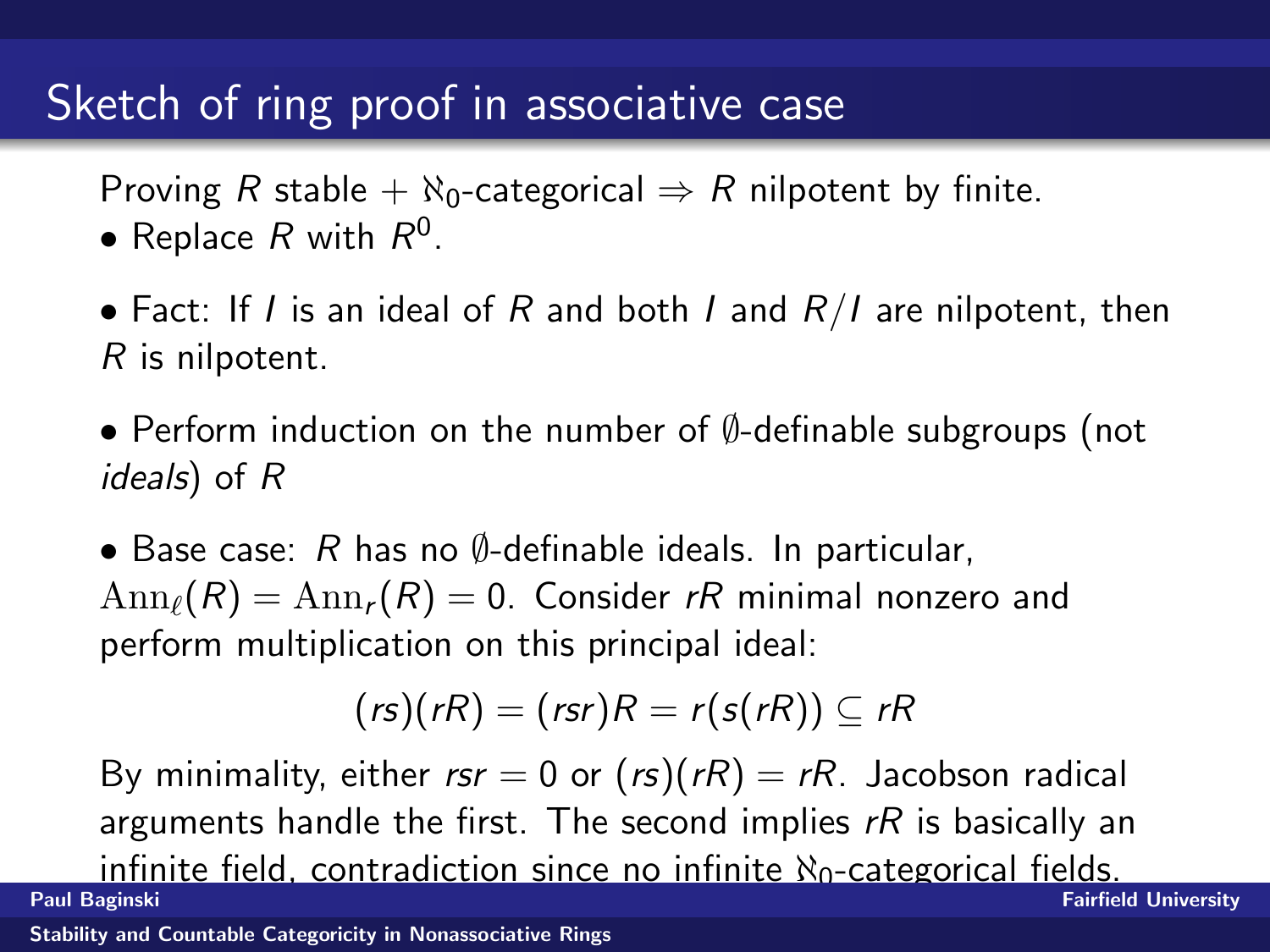## Sketch of ring proof in associative case

Proving $R$ stable + $\aleph_0$-categorical $\Rightarrow$ $R$ nilpotent by finite.

- Replace $R$ with $R^0$.

- Fact: If $I$ is an ideal of $R$ and both $I$ and $R/I$ are nilpotent, then $R$ is nilpotent.

- Perform induction on the number of $\emptyset$-definable subgroups (not *ideals*) of $R$

- Base case: $R$ has no $\emptyset$-definable ideals. In particular, $\mathrm{Ann}_\ell(R) = \mathrm{Ann}_r(R) = 0$. Consider $rR$ minimal nonzero and perform multiplication on this principal ideal:

$$(rs)(rR) = (rsr)R = r(s(rR)) \subseteq rR$$

By minimality, either $rsr = 0$ or $(rs)(rR) = rR$. Jacobson radical arguments handle the first. The second implies $rR$ is basically an infinite field, contradiction since no infinite $\aleph_0$-categorical fields.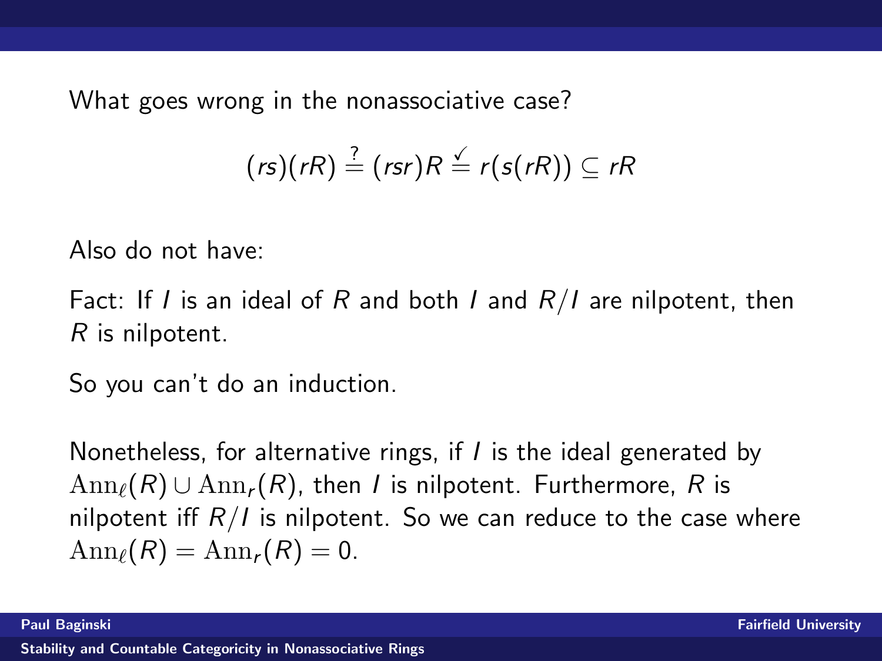What goes wrong in the nonassociative case?

$$(rs)(rR) \stackrel{?}{=} (rsr)R \stackrel{\checkmark}{=} r(s(rR)) \subseteq rR$$

Also do not have:

Fact: If $I$ is an ideal of $R$ and both $I$ and $R/I$ are nilpotent, then $R$ is nilpotent.

So you can't do an induction.

Nonetheless, for alternative rings, if $I$ is the ideal generated by $\mathrm{Ann}_\ell(R) \cup \mathrm{Ann}_r(R)$, then $I$ is nilpotent. Furthermore, $R$ is nilpotent iff $R/I$ is nilpotent. So we can reduce to the case where $\mathrm{Ann}_\ell(R) = \mathrm{Ann}_r(R) = 0$.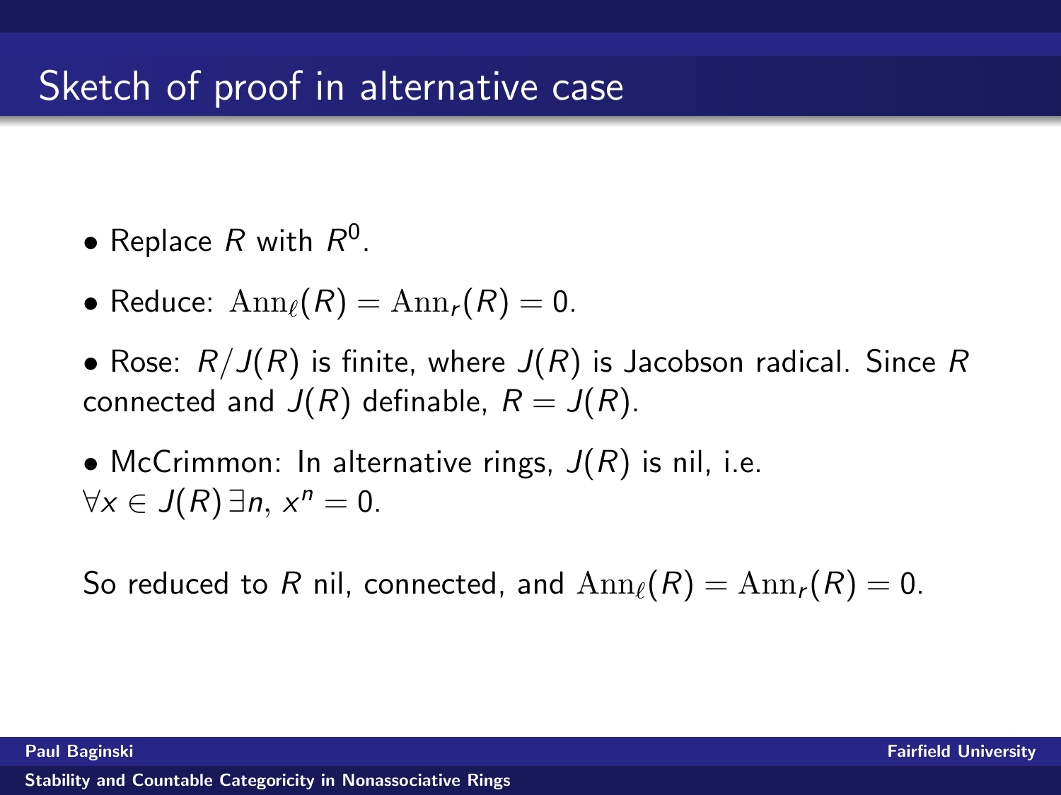## Sketch of proof in alternative case

- Replace $R$ with $R^0$.
- Reduce: $\mathrm{Ann}_\ell(R) = \mathrm{Ann}_r(R) = 0$.
- Rose: $R/J(R)$ is finite, where $J(R)$ is Jacobson radical. Since $R$ connected and $J(R)$ definable, $R = J(R)$.
- McCrimmon: In alternative rings, $J(R)$ is nil, i.e. $\forall x \in J(R)\, \exists n,\, x^n = 0$.

So reduced to $R$ nil, connected, and $\mathrm{Ann}_\ell(R) = \mathrm{Ann}_r(R) = 0$.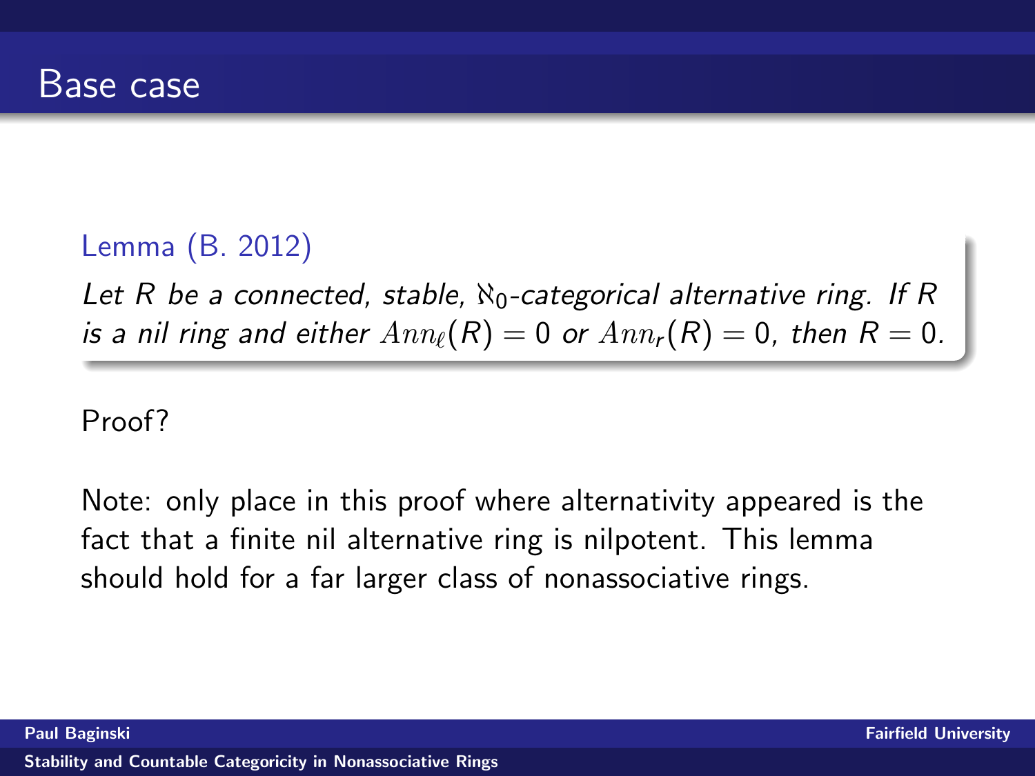# Base case

**Lemma (B. 2012)**

*Let $R$ be a connected, stable, $\aleph_0$-categorical alternative ring. If $R$ is a nil ring and either $Ann_\ell(R) = 0$ or $Ann_r(R) = 0$, then $R = 0$.*

Proof?

Note: only place in this proof where alternativity appeared is the fact that a finite nil alternative ring is nilpotent. This lemma should hold for a far larger class of nonassociative rings.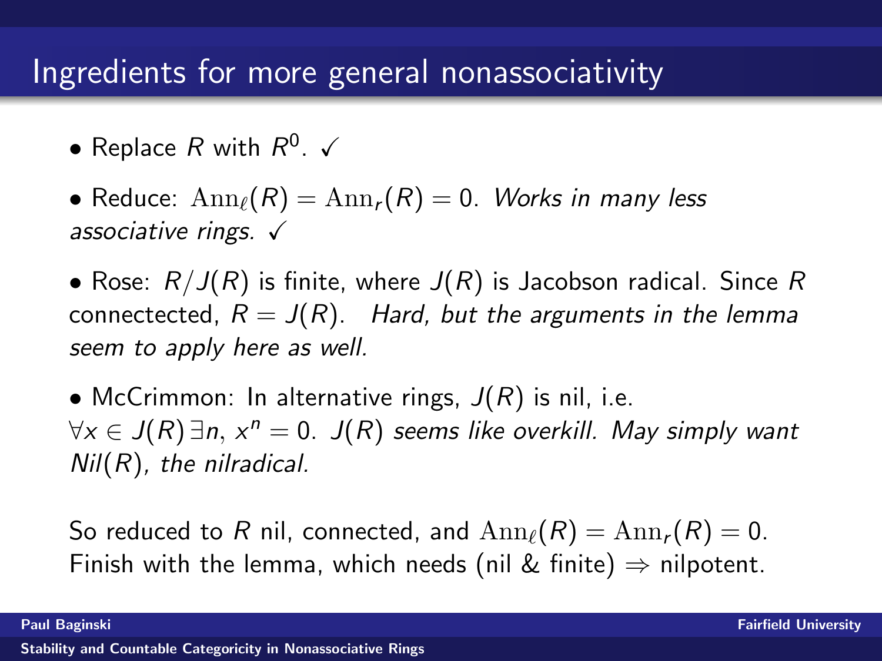# Ingredients for more general nonassociativity

- Replace $R$ with $R^0$. ✓

- Reduce: $\mathrm{Ann}_\ell(R) = \mathrm{Ann}_r(R) = 0$. *Works in many less associative rings.* ✓

- Rose: $R/J(R)$ is finite, where $J(R)$ is Jacobson radical. Since $R$ connectected, $R = J(R)$. *Hard, but the arguments in the lemma seem to apply here as well.*

- McCrimmon: In alternative rings, $J(R)$ is nil, i.e. $\forall x \in J(R)\, \exists n,\, x^n = 0$. *$J(R)$ seems like overkill. May simply want $Nil(R)$, the nilradical.*

So reduced to $R$ nil, connected, and $\mathrm{Ann}_\ell(R) = \mathrm{Ann}_r(R) = 0$. Finish with the lemma, which needs (nil & finite) $\Rightarrow$ nilpotent.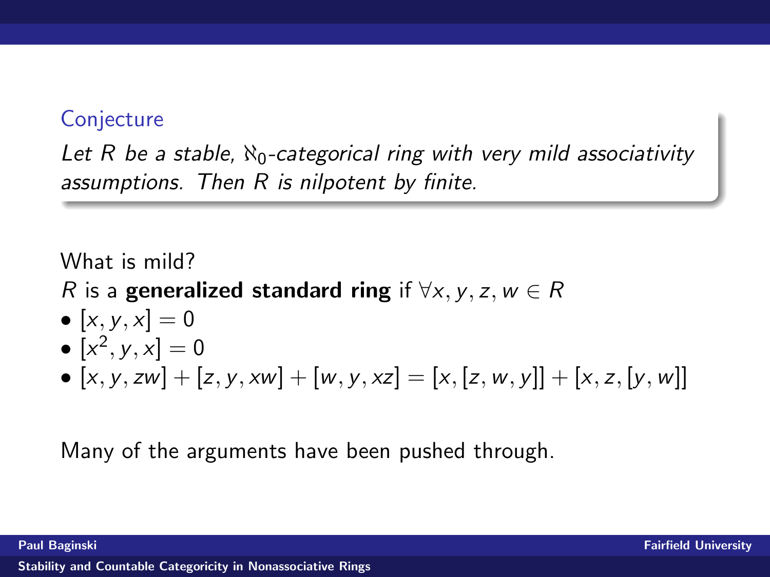**Conjecture**

*Let $R$ be a stable, $\aleph_0$-categorical ring with very mild associativity assumptions. Then $R$ is nilpotent by finite.*

What is mild?

$R$ is a **generalized standard ring** if $\forall x, y, z, w \in R$

- $[x, y, x] = 0$
- $[x^2, y, x] = 0$
- $[x, y, zw] + [z, y, xw] + [w, y, xz] = [x, [z, w, y]] + [x, z, [y, w]]$

Many of the arguments have been pushed through.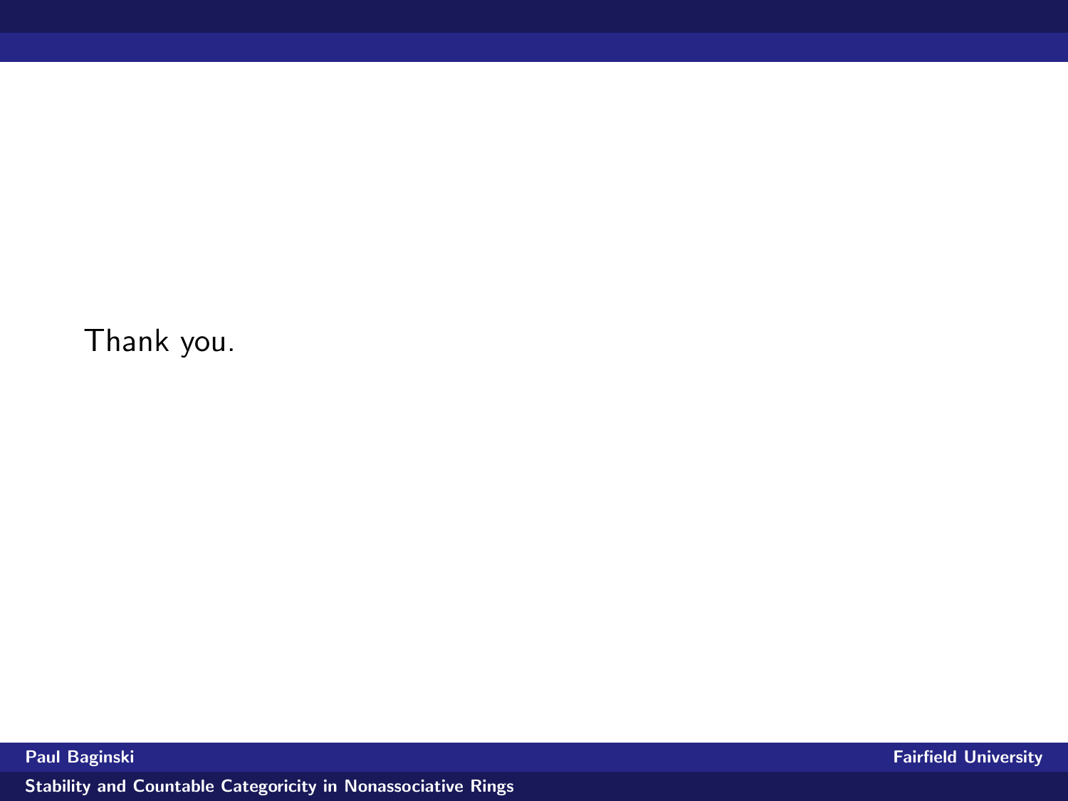Thank you.